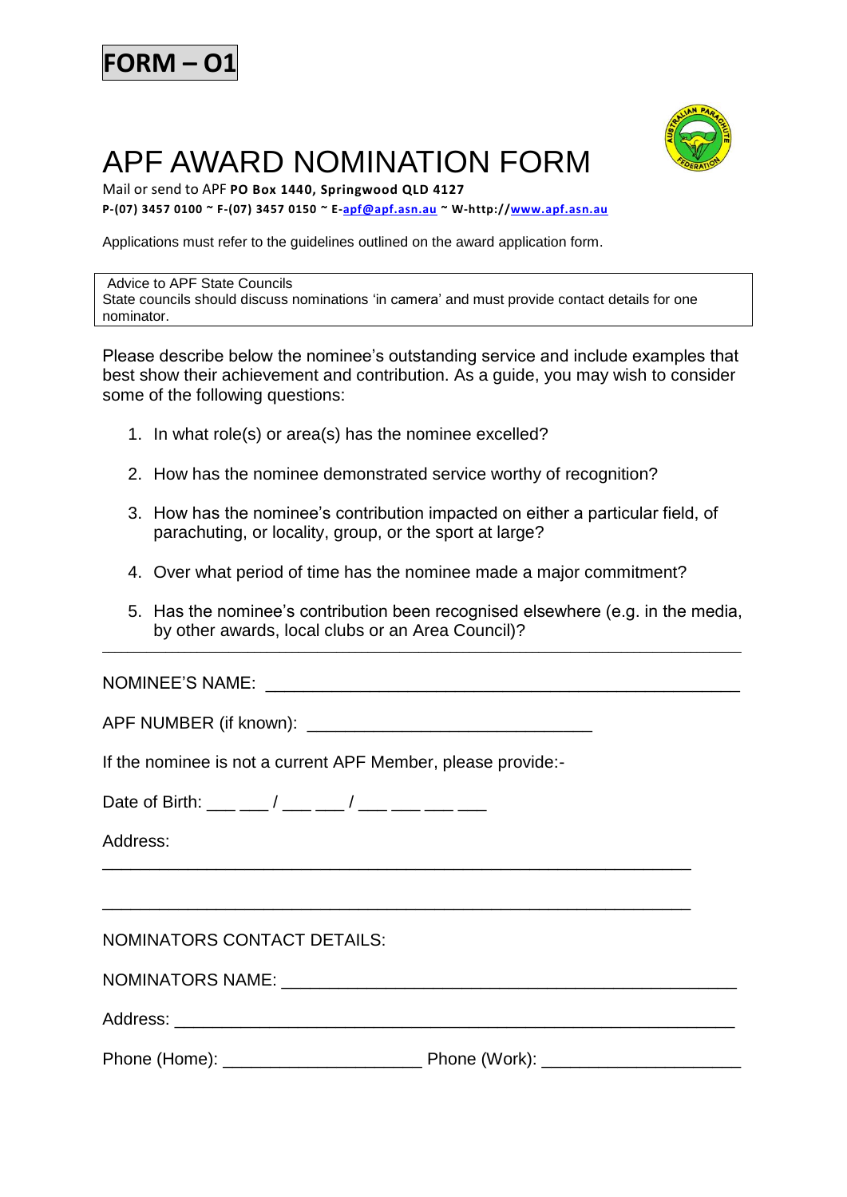**FORM – O1**

# APF AWARD NOMINATION FORM

Mail or send to APF **PO Box 1440, Springwood QLD 4127**

**P-(07) 3457 0100 ~ F-(07) 3457 0150 ~ E-apf@apf.asn.au ~ W-http://www.apf.asn.au**

Applications must refer to the guidelines outlined on the award application form.

> Advice to APF State Councils
> State councils should discuss nominations 'in camera' and must provide contact details for one nominator.

Please describe below the nominee's outstanding service and include examples that best show their achievement and contribution. As a guide, you may wish to consider some of the following questions:

1. In what role(s) or area(s) has the nominee excelled?
2. How has the nominee demonstrated service worthy of recognition?
3. How has the nominee's contribution impacted on either a particular field, of parachuting, or locality, group, or the sport at large?
4. Over what period of time has the nominee made a major commitment?
5. Has the nominee's contribution been recognised elsewhere (e.g. in the media, by other awards, local clubs or an Area Council)?

---

NOMINEE'S NAME: ______________________________________________

APF NUMBER (if known): ____________________________

If the nominee is not a current APF Member, please provide:-

Date of Birth: ___ ___ / ___ ___ / ___ ___ ___ ___

Address:

__________________________________________________________

__________________________________________________________

NOMINATORS CONTACT DETAILS:

NOMINATORS NAME: ____________________________________________

Address: _______________________________________________________

Phone (Home): ____________________ Phone (Work): ____________________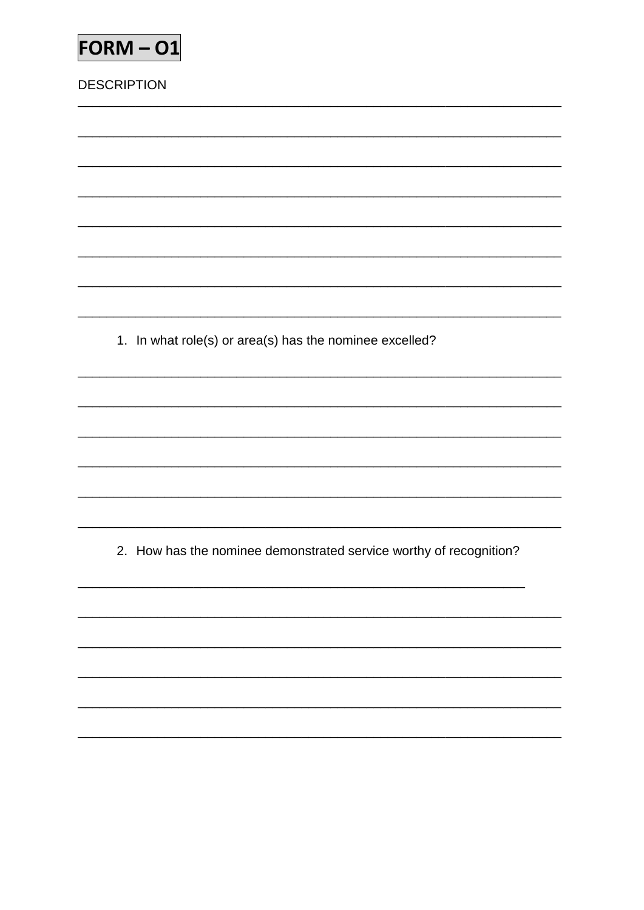**FORM – O1**

DESCRIPTION

______________________________________________________________________

______________________________________________________________________

______________________________________________________________________

______________________________________________________________________

______________________________________________________________________

______________________________________________________________________

______________________________________________________________________

______________________________________________________________________

1. In what role(s) or area(s) has the nominee excelled?

______________________________________________________________________

______________________________________________________________________

______________________________________________________________________

______________________________________________________________________

______________________________________________________________________

______________________________________________________________________

2. How has the nominee demonstrated service worthy of recognition?

____________________________________________________________

______________________________________________________________________

______________________________________________________________________

______________________________________________________________________

______________________________________________________________________

______________________________________________________________________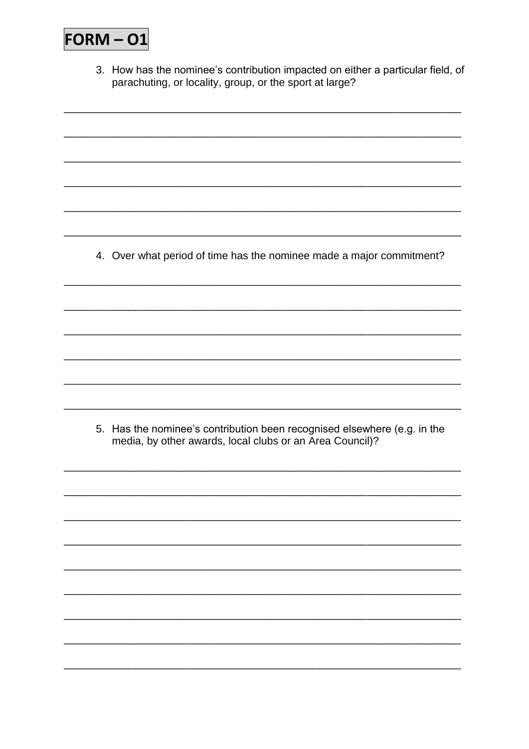**FORM – O1**

3. How has the nominee's contribution impacted on either a particular field, of parachuting, or locality, group, or the sport at large?

______________________________________________________________________

______________________________________________________________________

______________________________________________________________________

______________________________________________________________________

______________________________________________________________________

______________________________________________________________________

4. Over what period of time has the nominee made a major commitment?

______________________________________________________________________

______________________________________________________________________

______________________________________________________________________

______________________________________________________________________

______________________________________________________________________

______________________________________________________________________

5. Has the nominee's contribution been recognised elsewhere (e.g. in the media, by other awards, local clubs or an Area Council)?

______________________________________________________________________

______________________________________________________________________

______________________________________________________________________

______________________________________________________________________

______________________________________________________________________

______________________________________________________________________

______________________________________________________________________

______________________________________________________________________

______________________________________________________________________